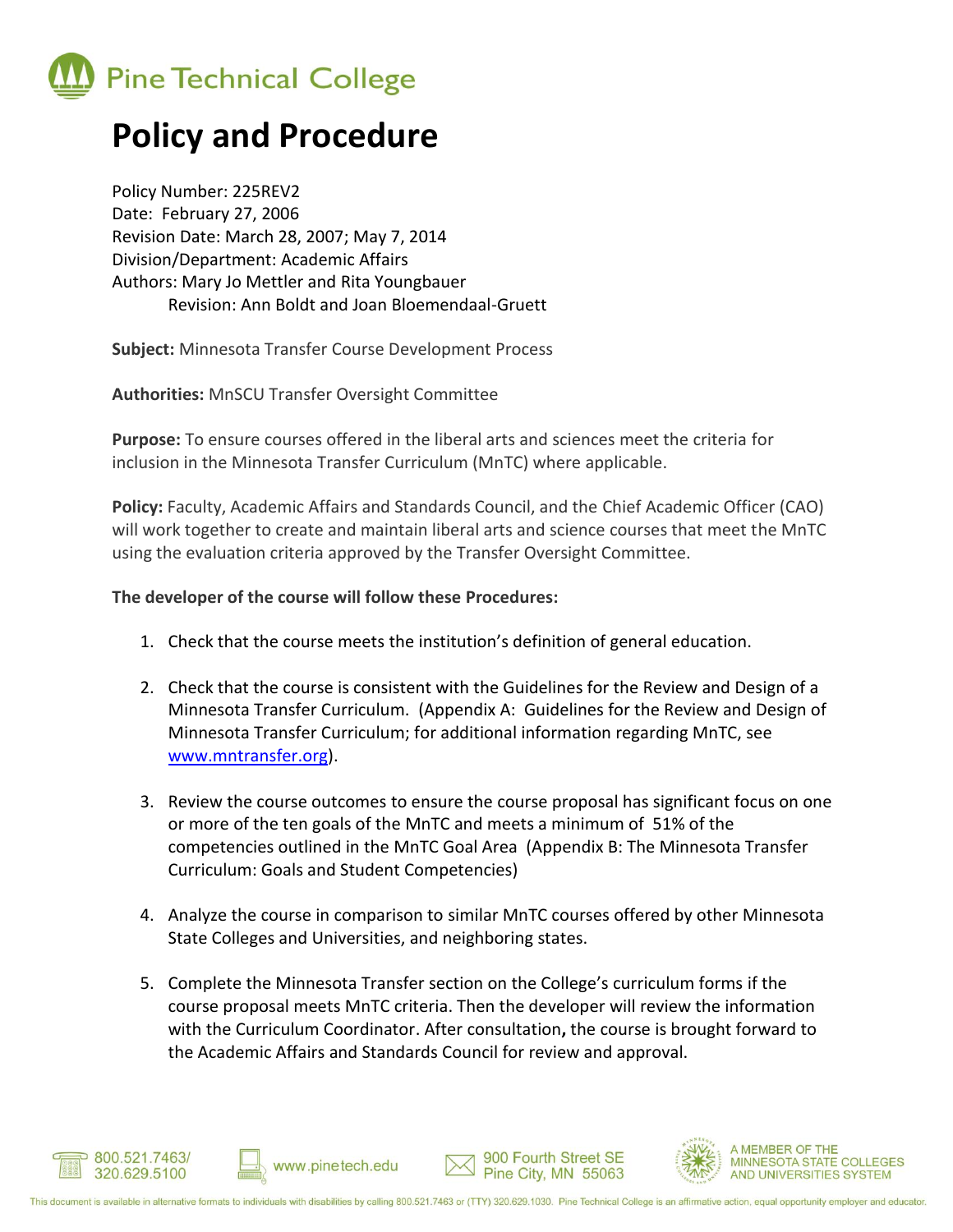Pine Technical College

# Policy and Procedure

Policy Number: 225REV2
Date: February 27, 2006
Revision Date: March 28, 2007; May 7, 2014
Division/Department: Academic Affairs
Authors: Mary Jo Mettler and Rita Youngbauer
Revision: Ann Boldt and Joan Bloemendaal-Gruett

**Subject:** Minnesota Transfer Course Development Process

**Authorities:** MnSCU Transfer Oversight Committee

**Purpose:** To ensure courses offered in the liberal arts and sciences meet the criteria for inclusion in the Minnesota Transfer Curriculum (MnTC) where applicable.

**Policy:** Faculty, Academic Affairs and Standards Council, and the Chief Academic Officer (CAO) will work together to create and maintain liberal arts and science courses that meet the MnTC using the evaluation criteria approved by the Transfer Oversight Committee.

**The developer of the course will follow these Procedures:**

1. Check that the course meets the institution's definition of general education.

2. Check that the course is consistent with the Guidelines for the Review and Design of a Minnesota Transfer Curriculum. (Appendix A: Guidelines for the Review and Design of Minnesota Transfer Curriculum; for additional information regarding MnTC, see www.mntransfer.org).

3. Review the course outcomes to ensure the course proposal has significant focus on one or more of the ten goals of the MnTC and meets a minimum of 51% of the competencies outlined in the MnTC Goal Area (Appendix B: The Minnesota Transfer Curriculum: Goals and Student Competencies)

4. Analyze the course in comparison to similar MnTC courses offered by other Minnesota State Colleges and Universities, and neighboring states.

5. Complete the Minnesota Transfer section on the College's curriculum forms if the course proposal meets MnTC criteria. Then the developer will review the information with the Curriculum Coordinator. After consultation**,** the course is brought forward to the Academic Affairs and Standards Council for review and approval.

800.521.7463/ 320.629.5100 | www.pinetech.edu | 900 Fourth Street SE Pine City, MN 55063 | A MEMBER OF THE MINNESOTA STATE COLLEGES AND UNIVERSITIES SYSTEM

This document is available in alternative formats to individuals with disabilities by calling 800.521.7463 or (TTY) 320.629.1030. Pine Technical College is an affirmative action, equal opportunity employer and educator.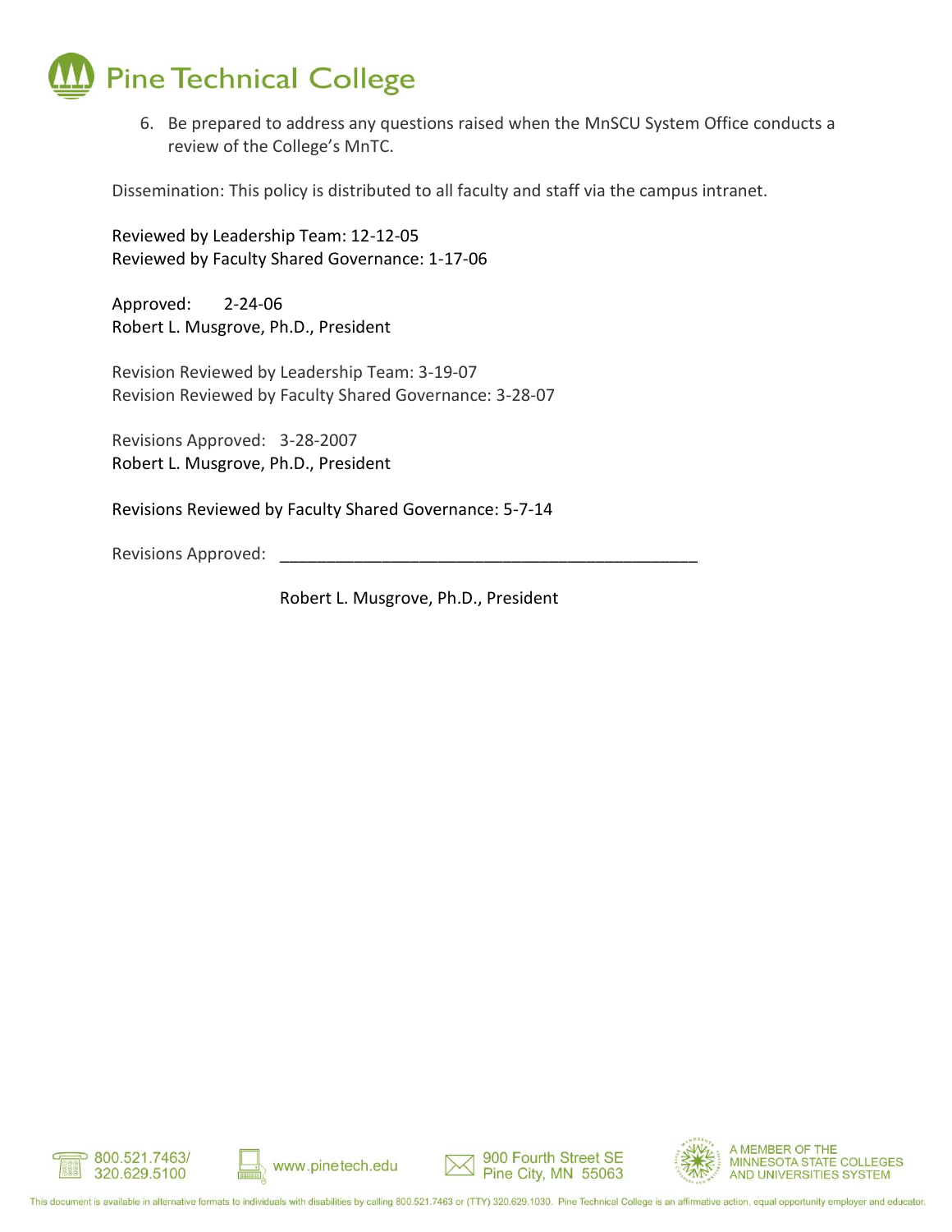6. Be prepared to address any questions raised when the MnSCU System Office conducts a review of the College's MnTC.

Dissemination: This policy is distributed to all faculty and staff via the campus intranet.

Reviewed by Leadership Team: 12-12-05
Reviewed by Faculty Shared Governance: 1-17-06

Approved: 2-24-06
Robert L. Musgrove, Ph.D., President

Revision Reviewed by Leadership Team: 3-19-07
Revision Reviewed by Faculty Shared Governance: 3-28-07

Revisions Approved: 3-28-2007
Robert L. Musgrove, Ph.D., President

Revisions Reviewed by Faculty Shared Governance: 5-7-14

Revisions Approved: _______________________________________________

Robert L. Musgrove, Ph.D., President